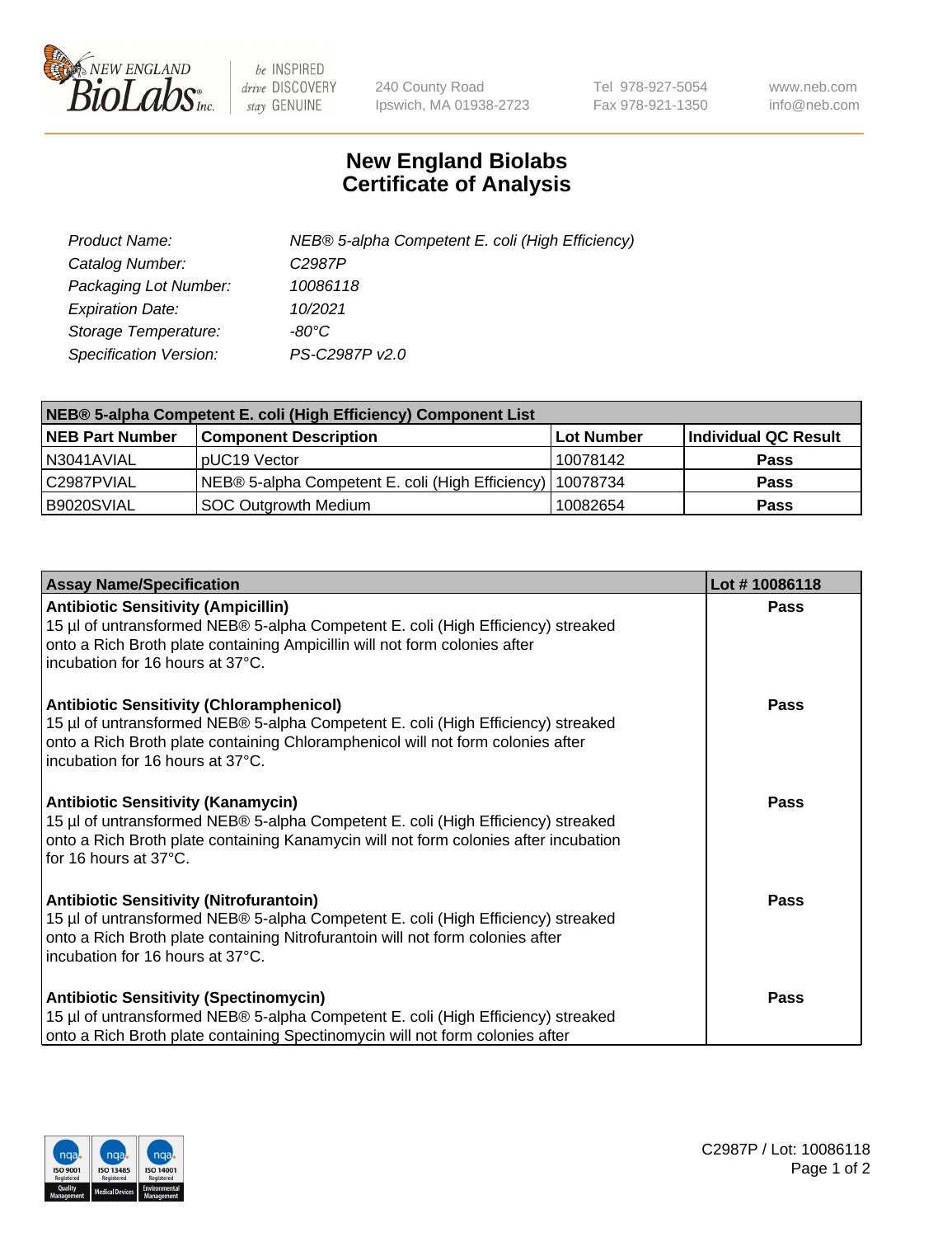New England Biolabs, 240 County Road, Ipswich, MA 01938-2723 | Tel 978-927-5054 | Fax 978-921-1350 | www.neb.com | info@neb.com

# New England Biolabs
# Certificate of Analysis

| | |
|---|---|
| *Product Name:* | *NEB® 5-alpha Competent E. coli (High Efficiency)* |
| *Catalog Number:* | *C2987P* |
| *Packaging Lot Number:* | *10086118* |
| *Expiration Date:* | *10/2021* |
| *Storage Temperature:* | *-80°C* |
| *Specification Version:* | *PS-C2987P v2.0* |

**NEB® 5-alpha Competent E. coli (High Efficiency) Component List**

| NEB Part Number | Component Description | Lot Number | Individual QC Result |
|---|---|---|---|
| N3041AVIAL | pUC19 Vector | 10078142 | **Pass** |
| C2987PVIAL | NEB® 5-alpha Competent E. coli (High Efficiency) | 10078734 | **Pass** |
| B9020SVIAL | SOC Outgrowth Medium | 10082654 | **Pass** |

| Assay Name/Specification | Lot # 10086118 |
|---|---|
| **Antibiotic Sensitivity (Ampicillin)**<br>15 µl of untransformed NEB® 5-alpha Competent E. coli (High Efficiency) streaked onto a Rich Broth plate containing Ampicillin will not form colonies after incubation for 16 hours at 37°C. | **Pass** |
| **Antibiotic Sensitivity (Chloramphenicol)**<br>15 µl of untransformed NEB® 5-alpha Competent E. coli (High Efficiency) streaked onto a Rich Broth plate containing Chloramphenicol will not form colonies after incubation for 16 hours at 37°C. | **Pass** |
| **Antibiotic Sensitivity (Kanamycin)**<br>15 µl of untransformed NEB® 5-alpha Competent E. coli (High Efficiency) streaked onto a Rich Broth plate containing Kanamycin will not form colonies after incubation for 16 hours at 37°C. | **Pass** |
| **Antibiotic Sensitivity (Nitrofurantoin)**<br>15 µl of untransformed NEB® 5-alpha Competent E. coli (High Efficiency) streaked onto a Rich Broth plate containing Nitrofurantoin will not form colonies after incubation for 16 hours at 37°C. | **Pass** |
| **Antibiotic Sensitivity (Spectinomycin)**<br>15 µl of untransformed NEB® 5-alpha Competent E. coli (High Efficiency) streaked onto a Rich Broth plate containing Spectinomycin will not form colonies after | **Pass** |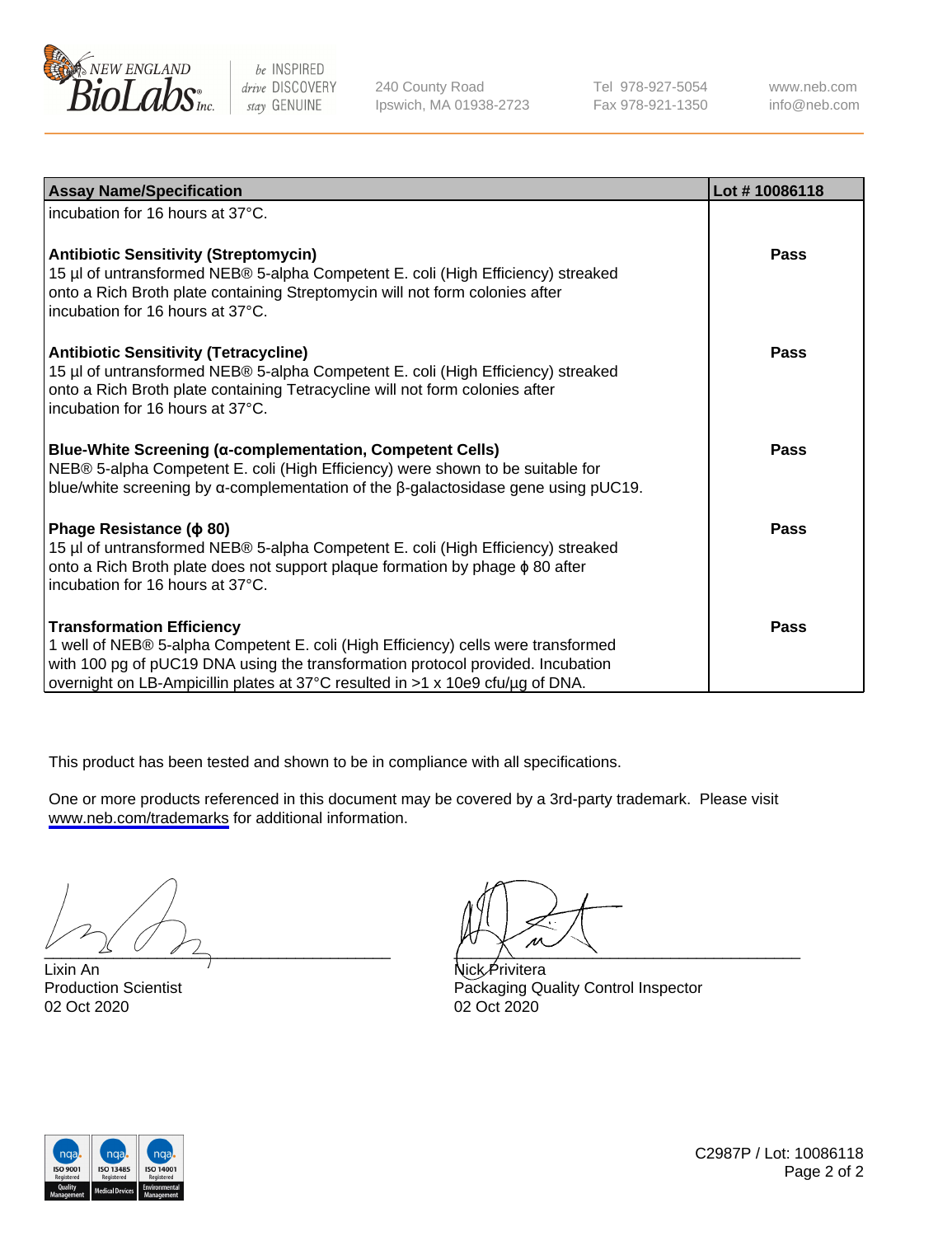| Assay Name/Specification | Lot # 10086118 |
|---|---|
| incubation for 16 hours at 37°C. | |
| **Antibiotic Sensitivity (Streptomycin)**<br>15 µl of untransformed NEB® 5-alpha Competent E. coli (High Efficiency) streaked onto a Rich Broth plate containing Streptomycin will not form colonies after incubation for 16 hours at 37°C. | **Pass** |
| **Antibiotic Sensitivity (Tetracycline)**<br>15 µl of untransformed NEB® 5-alpha Competent E. coli (High Efficiency) streaked onto a Rich Broth plate containing Tetracycline will not form colonies after incubation for 16 hours at 37°C. | **Pass** |
| **Blue-White Screening (α-complementation, Competent Cells)**<br>NEB® 5-alpha Competent E. coli (High Efficiency) were shown to be suitable for blue/white screening by α-complementation of the β-galactosidase gene using pUC19. | **Pass** |
| **Phage Resistance (ϕ 80)**<br>15 µl of untransformed NEB® 5-alpha Competent E. coli (High Efficiency) streaked onto a Rich Broth plate does not support plaque formation by phage ϕ 80 after incubation for 16 hours at 37°C. | **Pass** |
| **Transformation Efficiency**<br>1 well of NEB® 5-alpha Competent E. coli (High Efficiency) cells were transformed with 100 pg of pUC19 DNA using the transformation protocol provided. Incubation overnight on LB-Ampicillin plates at 37°C resulted in >1 x 10e9 cfu/µg of DNA. | **Pass** |

This product has been tested and shown to be in compliance with all specifications.

One or more products referenced in this document may be covered by a 3rd-party trademark. Please visit www.neb.com/trademarks for additional information.

Lixin An
Production Scientist
02 Oct 2020

Nick Privitera
Packaging Quality Control Inspector
02 Oct 2020

C2987P / Lot: 10086118